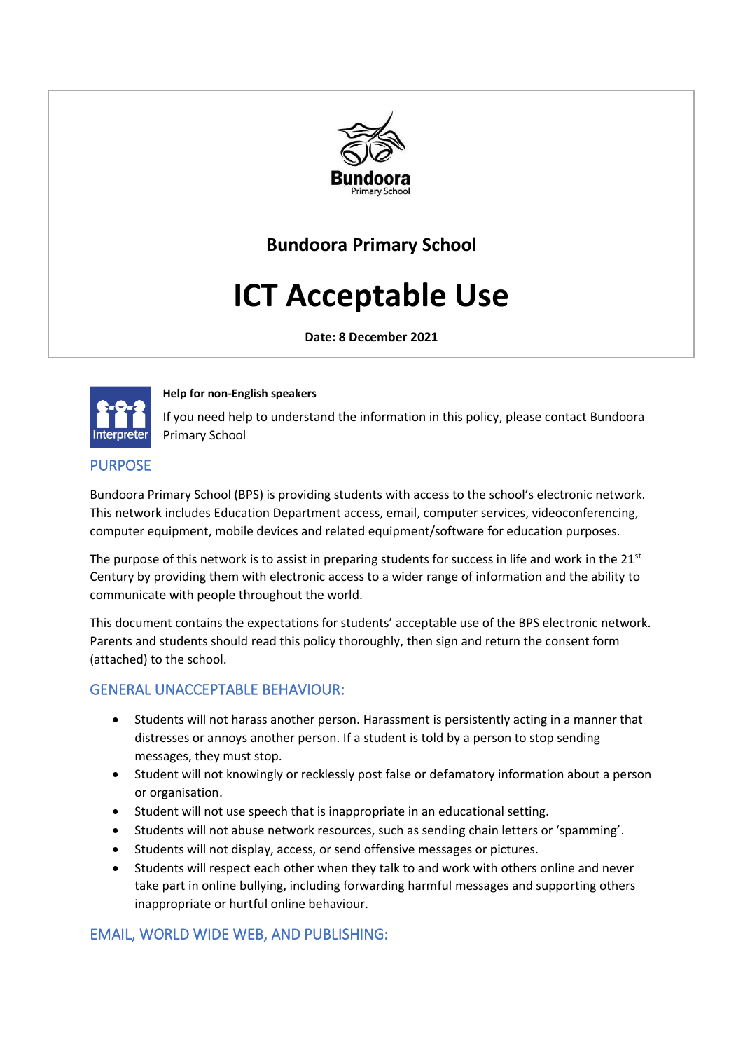Bundoora Primary School

# Bundoora Primary School

# ICT Acceptable Use

**Date: 8 December 2021**

**Help for non-English speakers**

If you need help to understand the information in this policy, please contact Bundoora Primary School

## PURPOSE

Bundoora Primary School (BPS) is providing students with access to the school's electronic network. This network includes Education Department access, email, computer services, videoconferencing, computer equipment, mobile devices and related equipment/software for education purposes.

The purpose of this network is to assist in preparing students for success in life and work in the 21st Century by providing them with electronic access to a wider range of information and the ability to communicate with people throughout the world.

This document contains the expectations for students' acceptable use of the BPS electronic network. Parents and students should read this policy thoroughly, then sign and return the consent form (attached) to the school.

## GENERAL UNACCEPTABLE BEHAVIOUR:

- Students will not harass another person. Harassment is persistently acting in a manner that distresses or annoys another person. If a student is told by a person to stop sending messages, they must stop.
- Student will not knowingly or recklessly post false or defamatory information about a person or organisation.
- Student will not use speech that is inappropriate in an educational setting.
- Students will not abuse network resources, such as sending chain letters or 'spamming'.
- Students will not display, access, or send offensive messages or pictures.
- Students will respect each other when they talk to and work with others online and never take part in online bullying, including forwarding harmful messages and supporting others inappropriate or hurtful online behaviour.

## EMAIL, WORLD WIDE WEB, AND PUBLISHING: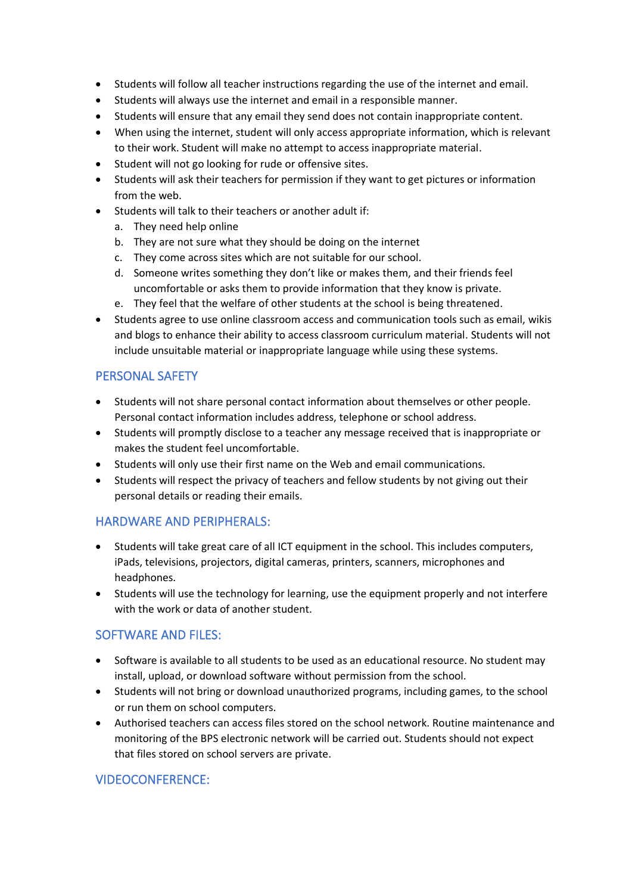- Students will follow all teacher instructions regarding the use of the internet and email.
- Students will always use the internet and email in a responsible manner.
- Students will ensure that any email they send does not contain inappropriate content.
- When using the internet, student will only access appropriate information, which is relevant to their work. Student will make no attempt to access inappropriate material.
- Student will not go looking for rude or offensive sites.
- Students will ask their teachers for permission if they want to get pictures or information from the web.
- Students will talk to their teachers or another adult if:
  a. They need help online
  b. They are not sure what they should be doing on the internet
  c. They come across sites which are not suitable for our school.
  d. Someone writes something they don't like or makes them, and their friends feel uncomfortable or asks them to provide information that they know is private.
  e. They feel that the welfare of other students at the school is being threatened.
- Students agree to use online classroom access and communication tools such as email, wikis and blogs to enhance their ability to access classroom curriculum material. Students will not include unsuitable material or inappropriate language while using these systems.

## PERSONAL SAFETY

- Students will not share personal contact information about themselves or other people. Personal contact information includes address, telephone or school address.
- Students will promptly disclose to a teacher any message received that is inappropriate or makes the student feel uncomfortable.
- Students will only use their first name on the Web and email communications.
- Students will respect the privacy of teachers and fellow students by not giving out their personal details or reading their emails.

## HARDWARE AND PERIPHERALS:

- Students will take great care of all ICT equipment in the school. This includes computers, iPads, televisions, projectors, digital cameras, printers, scanners, microphones and headphones.
- Students will use the technology for learning, use the equipment properly and not interfere with the work or data of another student.

## SOFTWARE AND FILES:

- Software is available to all students to be used as an educational resource. No student may install, upload, or download software without permission from the school.
- Students will not bring or download unauthorized programs, including games, to the school or run them on school computers.
- Authorised teachers can access files stored on the school network. Routine maintenance and monitoring of the BPS electronic network will be carried out. Students should not expect that files stored on school servers are private.

## VIDEOCONFERENCE: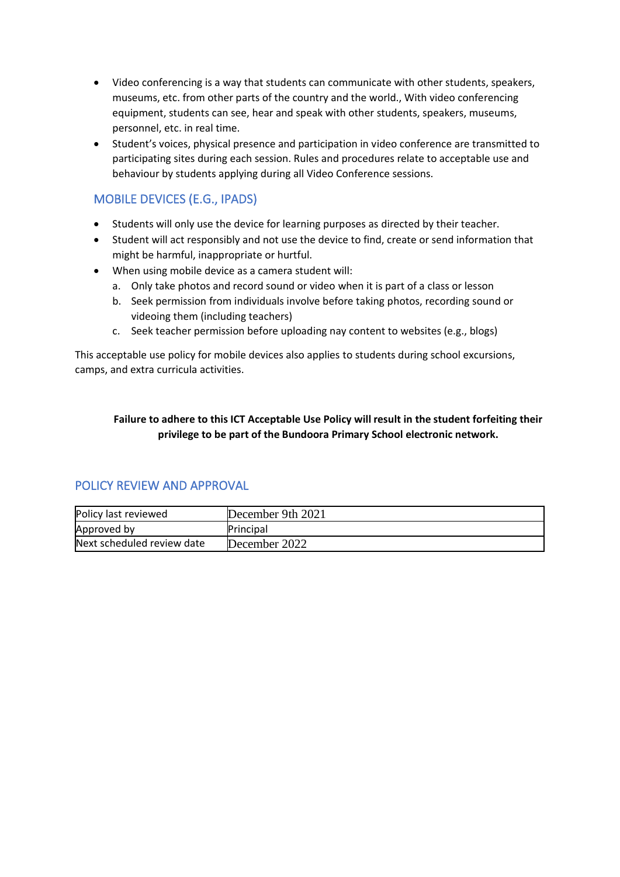- Video conferencing is a way that students can communicate with other students, speakers, museums, etc. from other parts of the country and the world., With video conferencing equipment, students can see, hear and speak with other students, speakers, museums, personnel, etc. in real time.
- Student's voices, physical presence and participation in video conference are transmitted to participating sites during each session. Rules and procedures relate to acceptable use and behaviour by students applying during all Video Conference sessions.

## MOBILE DEVICES (E.G., IPADS)

- Students will only use the device for learning purposes as directed by their teacher.
- Student will act responsibly and not use the device to find, create or send information that might be harmful, inappropriate or hurtful.
- When using mobile device as a camera student will:
  a. Only take photos and record sound or video when it is part of a class or lesson
  b. Seek permission from individuals involve before taking photos, recording sound or videoing them (including teachers)
  c. Seek teacher permission before uploading nay content to websites (e.g., blogs)

This acceptable use policy for mobile devices also applies to students during school excursions, camps, and extra curricula activities.

**Failure to adhere to this ICT Acceptable Use Policy will result in the student forfeiting their privilege to be part of the Bundoora Primary School electronic network.**

## POLICY REVIEW AND APPROVAL

| | |
|---|---|
| Policy last reviewed | December 9th 2021 |
| Approved by | Principal |
| Next scheduled review date | December 2022 |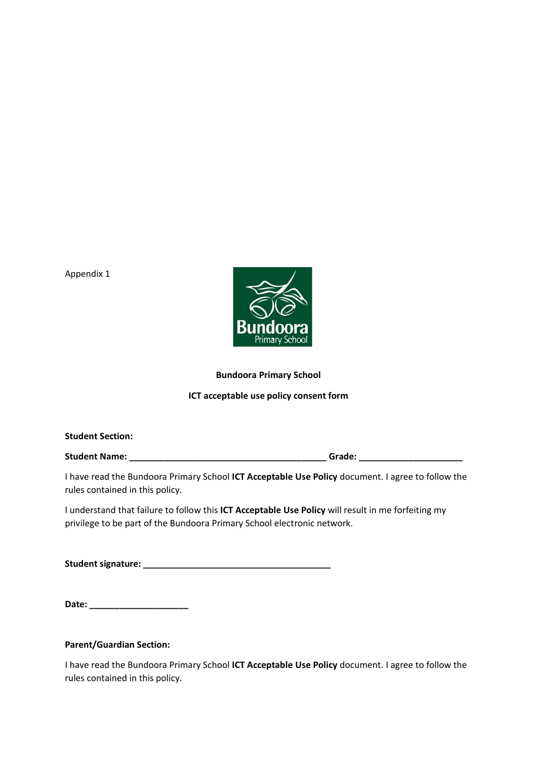Appendix 1

**Bundoora Primary School**

**ICT acceptable use policy consent form**

**Student Section:**

**Student Name: ________________________________________ Grade: _____________________**

I have read the Bundoora Primary School **ICT Acceptable Use Policy** document. I agree to follow the rules contained in this policy.

I understand that failure to follow this **ICT Acceptable Use Policy** will result in me forfeiting my privilege to be part of the Bundoora Primary School electronic network.

**Student signature: ______________________________________**

**Date: ____________________**

**Parent/Guardian Section:**

I have read the Bundoora Primary School **ICT Acceptable Use Policy** document. I agree to follow the rules contained in this policy.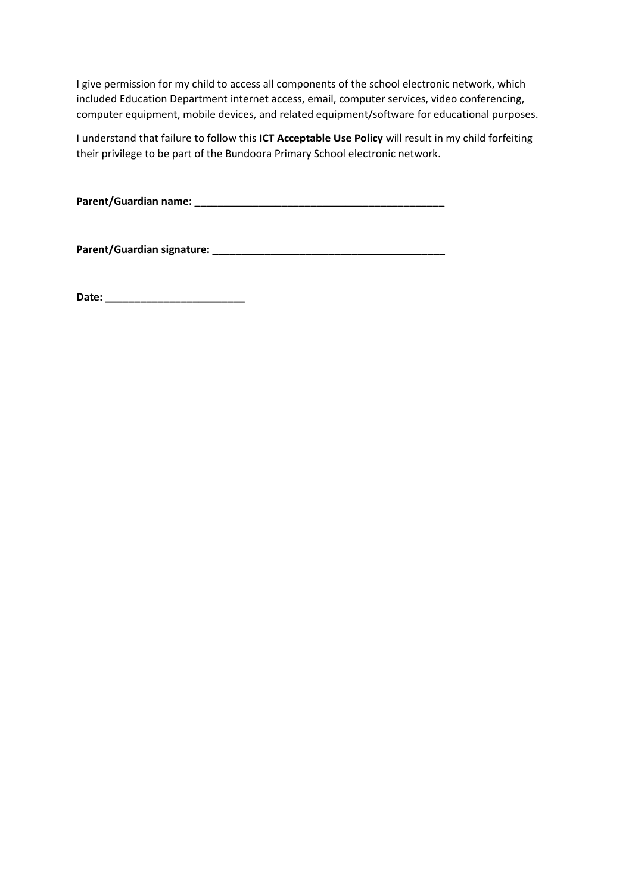I give permission for my child to access all components of the school electronic network, which included Education Department internet access, email, computer services, video conferencing, computer equipment, mobile devices, and related equipment/software for educational purposes.

I understand that failure to follow this **ICT Acceptable Use Policy** will result in my child forfeiting their privilege to be part of the Bundoora Primary School electronic network.

**Parent/Guardian name: ___________________________________________**

**Parent/Guardian signature: ________________________________________**

**Date: ________________________**